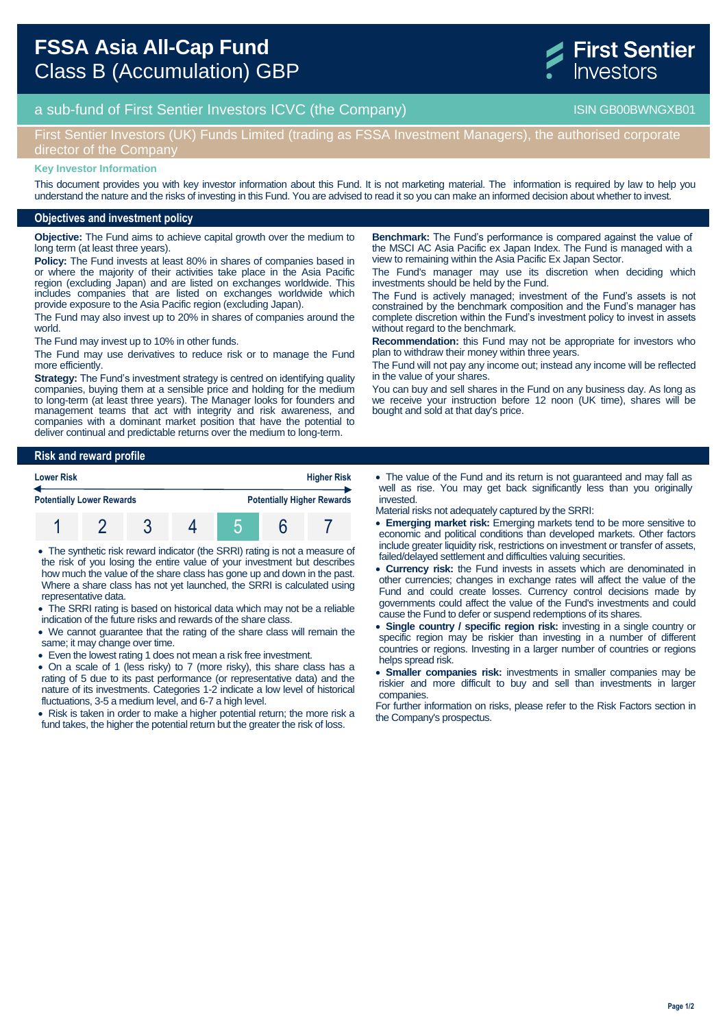# FSSA Asia All-Cap Fund
## Class B (Accumulation) GBP

First Sentier Investors

a sub-fund of First Sentier Investors ICVC (the Company) — ISIN GB00BWNGXB01

First Sentier Investors (UK) Funds Limited (trading as FSSA Investment Managers), the authorised corporate director of the Company

**Key Investor Information**

This document provides you with key investor information about this Fund. It is not marketing material. The information is required by law to help you understand the nature and the risks of investing in this Fund. You are advised to read it so you can make an informed decision about whether to invest.

## Objectives and investment policy

**Objective:** The Fund aims to achieve capital growth over the medium to long term (at least three years).

**Policy:** The Fund invests at least 80% in shares of companies based in or where the majority of their activities take place in the Asia Pacific region (excluding Japan) and are listed on exchanges worldwide. This includes companies that are listed on exchanges worldwide which provide exposure to the Asia Pacific region (excluding Japan).

The Fund may also invest up to 20% in shares of companies around the world.

The Fund may invest up to 10% in other funds.

The Fund may use derivatives to reduce risk or to manage the Fund more efficiently.

**Strategy:** The Fund's investment strategy is centred on identifying quality companies, buying them at a sensible price and holding for the medium to long-term (at least three years). The Manager looks for founders and management teams that act with integrity and risk awareness, and companies with a dominant market position that have the potential to deliver continual and predictable returns over the medium to long-term.

**Benchmark:** The Fund's performance is compared against the value of the MSCI AC Asia Pacific ex Japan Index. The Fund is managed with a view to remaining within the Asia Pacific Ex Japan Sector.

The Fund's manager may use its discretion when deciding which investments should be held by the Fund.

The Fund is actively managed; investment of the Fund's assets is not constrained by the benchmark composition and the Fund's manager has complete discretion within the Fund's investment policy to invest in assets without regard to the benchmark.

**Recommendation:** this Fund may not be appropriate for investors who plan to withdraw their money within three years.

The Fund will not pay any income out; instead any income will be reflected in the value of your shares.

You can buy and sell shares in the Fund on any business day. As long as we receive your instruction before 12 noon (UK time), shares will be bought and sold at that day's price.

## Risk and reward profile

| Lower Risk | | | | | | Higher Risk |
|---|---|---|---|---|---|---|
| Potentially Lower Rewards | | | | | | Potentially Higher Rewards |
| 1 | 2 | 3 | 4 | **5** | 6 | 7 |

- The synthetic risk reward indicator (the SRRI) rating is not a measure of the risk of you losing the entire value of your investment but describes how much the value of the share class has gone up and down in the past. Where a share class has not yet launched, the SRRI is calculated using representative data.
- The SRRI rating is based on historical data which may not be a reliable indication of the future risks and rewards of the share class.
- We cannot guarantee that the rating of the share class will remain the same; it may change over time.
- Even the lowest rating 1 does not mean a risk free investment.
- On a scale of 1 (less risky) to 7 (more risky), this share class has a rating of 5 due to its past performance (or representative data) and the nature of its investments. Categories 1-2 indicate a low level of historical fluctuations, 3-5 a medium level, and 6-7 a high level.
- Risk is taken in order to make a higher potential return; the more risk a fund takes, the higher the potential return but the greater the risk of loss.
- The value of the Fund and its return is not guaranteed and may fall as well as rise. You may get back significantly less than you originally invested.

Material risks not adequately captured by the SRRI:

- **Emerging market risk:** Emerging markets tend to be more sensitive to economic and political conditions than developed markets. Other factors include greater liquidity risk, restrictions on investment or transfer of assets, failed/delayed settlement and difficulties valuing securities.
- **Currency risk:** the Fund invests in assets which are denominated in other currencies; changes in exchange rates will affect the value of the Fund and could create losses. Currency control decisions made by governments could affect the value of the Fund's investments and could cause the Fund to defer or suspend redemptions of its shares.
- **Single country / specific region risk:** investing in a single country or specific region may be riskier than investing in a number of different countries or regions. Investing in a larger number of countries or regions helps spread risk.
- **Smaller companies risk:** investments in smaller companies may be riskier and more difficult to buy and sell than investments in larger companies.

For further information on risks, please refer to the Risk Factors section in the Company's prospectus.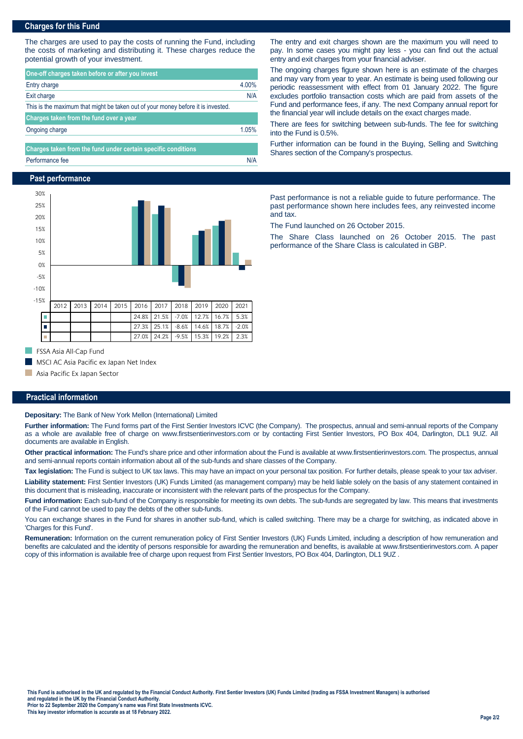## Charges for this Fund

The charges are used to pay the costs of running the Fund, including the costs of marketing and distributing it. These charges reduce the potential growth of your investment.

| One-off charges taken before or after you invest | |
|---|---|
| Entry charge | 4.00% |
| Exit charge | N/A |
| This is the maximum that might be taken out of your money before it is invested. | |
| **Charges taken from the fund over a year** | |
| Ongoing charge | 1.05% |
| **Charges taken from the fund under certain specific conditions** | |
| Performance fee | N/A |

The entry and exit charges shown are the maximum you will need to pay. In some cases you might pay less - you can find out the actual entry and exit charges from your financial adviser.

The ongoing charges figure shown here is an estimate of the charges and may vary from year to year. An estimate is being used following our periodic reassessment with effect from 01 January 2022. The figure excludes portfolio transaction costs which are paid from assets of the Fund and performance fees, if any. The next Company annual report for the financial year will include details on the exact charges made.

There are fees for switching between sub-funds. The fee for switching into the Fund is 0.5%.

Further information can be found in the Buying, Selling and Switching Shares section of the Company's prospectus.

## Past performance

30%
25%
20%
15%
10%
5%
0%
-5%
-10%
-15%

2012 2013 2014 2015 2016 2017 2018 2019 2020 2021

FSSA Asia All-Cap Fund: 24.8% 21.5% -7.0% 12.7% 16.7% 5.3%
MSCI AC Asia Pacific ex Japan Net Index: 27.3% 25.1% -8.6% 14.6% 18.7% -2.0%
Asia Pacific Ex Japan Sector: 27.0% 24.2% -9.5% 15.3% 19.2% 2.3%

Past performance is not a reliable guide to future performance. The past performance shown here includes fees, any reinvested income and tax.

The Fund launched on 26 October 2015.

The Share Class launched on 26 October 2015. The past performance of the Share Class is calculated in GBP.

## Practical information

**Depositary:** The Bank of New York Mellon (International) Limited

**Further information:** The Fund forms part of the First Sentier Investors ICVC (the Company). The prospectus, annual and semi-annual reports of the Company as a whole are available free of charge on www.firstsentierinvestors.com or by contacting First Sentier Investors, PO Box 404, Darlington, DL1 9UZ. All documents are available in English.

**Other practical information:** The Fund's share price and other information about the Fund is available at www.firstsentierinvestors.com. The prospectus, annual and semi-annual reports contain information about all of the sub-funds and share classes of the Company.

**Tax legislation:** The Fund is subject to UK tax laws. This may have an impact on your personal tax position. For further details, please speak to your tax adviser.

**Liability statement:** First Sentier Investors (UK) Funds Limited (as management company) may be held liable solely on the basis of any statement contained in this document that is misleading, inaccurate or inconsistent with the relevant parts of the prospectus for the Company.

**Fund information:** Each sub-fund of the Company is responsible for meeting its own debts. The sub-funds are segregated by law. This means that investments of the Fund cannot be used to pay the debts of the other sub-funds.

You can exchange shares in the Fund for shares in another sub-fund, which is called switching. There may be a charge for switching, as indicated above in 'Charges for this Fund'.

**Remuneration:** Information on the current remuneration policy of First Sentier Investors (UK) Funds Limited, including a description of how remuneration and benefits are calculated and the identity of persons responsible for awarding the remuneration and benefits, is available at www.firstsentierinvestors.com. A paper copy of this information is available free of charge upon request from First Sentier Investors, PO Box 404, Darlington, DL1 9UZ .

**This Fund is authorised in the UK and regulated by the Financial Conduct Authority. First Sentier Investors (UK) Funds Limited (trading as FSSA Investment Managers) is authorised and regulated in the UK by the Financial Conduct Authority.**
**Prior to 22 September 2020 the Company's name was First State Investments ICVC.**
**This key investor information is accurate as at 18 February 2022.**